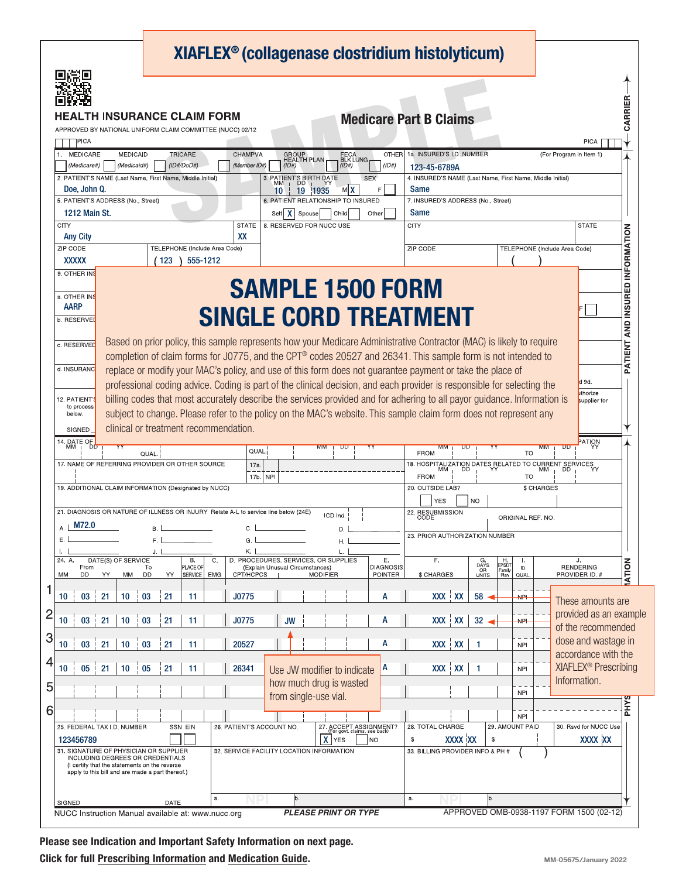# XIAFLEX® (collagenase clostridium histolyticum)

## HEALTH INSURANCE CLAIM FORM

APPROVED BY NATIONAL UNIFORM CLAIM COMMITTEE (NUCC) 02/12

## Medicare Part B Claims

SAMPLE

PICA

1. MEDICARE (Medicare#) MEDICAID (Medicaid#) TRICARE (ID#/DoD#) CHAMPVA (Member ID#) GROUP HEALTH PLAN (ID#) FECA BLK LUNG (ID#) OTHER (ID#)

1a. INSURED'S I.D. NUMBER (For Program in Item 1): 123-45-6789A

2. PATIENT'S NAME (Last Name, First Name, Middle Initial): Doe, John Q.

3. PATIENT'S BIRTH DATE MM DD YY: 10 19 1935 SEX: M X F

4. INSURED'S NAME (Last Name, First Name, Middle Initial): Same

5. PATIENT'S ADDRESS (No., Street): 1212 Main St.

6. PATIENT RELATIONSHIP TO INSURED: Self X Spouse Child Other

7. INSURED'S ADDRESS (No., Street): Same

CITY: Any City STATE: XX

8. RESERVED FOR NUCC USE

ZIP CODE: XXXXX TELEPHONE (Include Area Code): (123) 555-1212

9. OTHER INSURED'S NAME

a. OTHER INSURED'S POLICY OR GROUP NUMBER: AARP

## SAMPLE 1500 FORM SINGLE CORD TREATMENT

Based on prior policy, this sample represents how your Medicare Administrative Contractor (MAC) is likely to require completion of claim forms for J0775, and the CPT® codes 20527 and 26341. This sample form is not intended to replace or modify your MAC's policy, and use of this form does not guarantee payment or take the place of professional coding advice. Coding is part of the clinical decision, and each provider is responsible for selecting the billing codes that most accurately describe the services provided and for adhering to all payor guidance. Information is subject to change. Please refer to the policy on the MAC's website. This sample claim form does not represent any clinical or treatment recommendation.

17. NAME OF REFERRING PROVIDER OR OTHER SOURCE 17a. 17b. NPI

18. HOSPITALIZATION DATES RELATED TO CURRENT SERVICES

19. ADDITIONAL CLAIM INFORMATION (Designated by NUCC)

20. OUTSIDE LAB? YES NO $ CHARGES

21. DIAGNOSIS OR NATURE OF ILLNESS OR INJURY Relate A-L to service line below (24E) ICD Ind.

A. M72.0

22. RESUBMISSION CODE ORIGINAL REF. NO.

23. PRIOR AUTHORIZATION NUMBER

| Line | 24. A. From MM DD YY | To MM DD YY | B. Place of Service | C. EMG | D. CPT/HCPCS | Modifier | E. Diagnosis Pointer | F. $ Charges | G. Days or Units | H. EPSDT | I. ID. Qual. | J. Rendering Provider ID. # |
|---|---|---|---|---|---|---|---|---|---|---|---|---|
| 1 | 10 03 21 | 10 03 21 | 11 | | J0775 | | A | XXX XX | 58 | | NPI | |
| 2 | 10 03 21 | 10 03 21 | 11 | | J0775 | JW | A | XXX XX | 32 | | NPI | |
| 3 | 10 03 21 | 10 03 21 | 11 | | 20527 | | A | XXX XX | 1 | | NPI | |
| 4 | 10 05 21 | 10 05 21 | 11 | | 26341 | | A | XXX XX | 1 | | NPI | |
| 5 | | | | | | | | | | | NPI | |
| 6 | | | | | | | | | | | NPI | |

Use JW modifier to indicate how much drug is wasted from single-use vial.

These amounts are provided as an example of the recommended dose and wastage in accordance with the XIAFLEX® Prescribing Information.

25. FEDERAL TAX I.D. NUMBER SSN EIN: 123456789

26. PATIENT'S ACCOUNT NO.

27. ACCEPT ASSIGNMENT? (For govt. claims, see back) X YES NO

28. TOTAL CHARGE: $ XXXX XX

29. AMOUNT PAID: $

30. Rsvd for NUCC Use: XXXX XX

31. SIGNATURE OF PHYSICIAN OR SUPPLIER INCLUDING DEGREES OR CREDENTIALS (I certify that the statements on the reverse apply to this bill and are made a part thereof.)

32. SERVICE FACILITY LOCATION INFORMATION

33. BILLING PROVIDER INFO & PH #

SIGNED DATE

NUCC Instruction Manual available at: www.nucc.org PLEASE PRINT OR TYPE APPROVED OMB-0938-1197 FORM 1500 (02-12)

**Please see Indication and Important Safety Information on next page.**

**Click for full Prescribing Information and Medication Guide.**

MM-05675/January 2022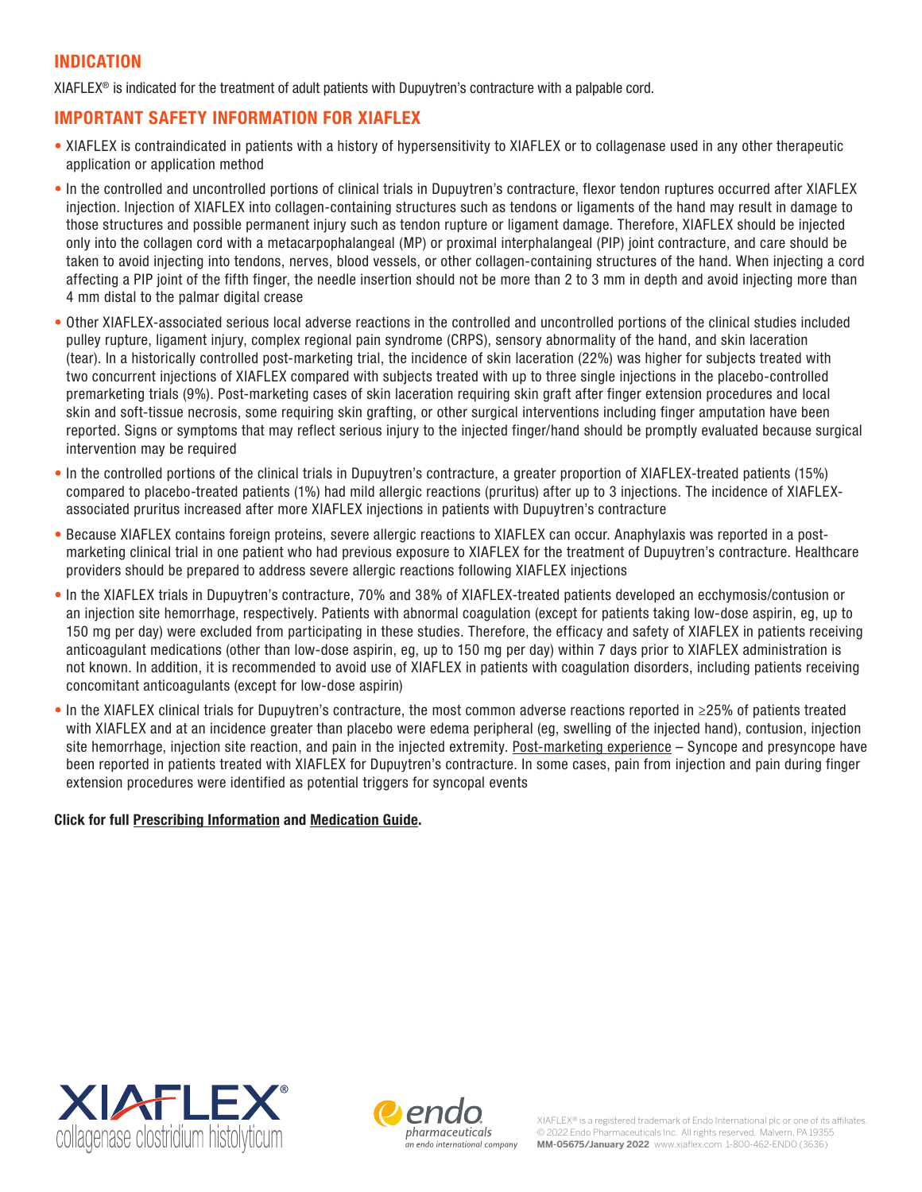## INDICATION

XIAFLEX® is indicated for the treatment of adult patients with Dupuytren's contracture with a palpable cord.

## IMPORTANT SAFETY INFORMATION FOR XIAFLEX

- XIAFLEX is contraindicated in patients with a history of hypersensitivity to XIAFLEX or to collagenase used in any other therapeutic application or application method
- In the controlled and uncontrolled portions of clinical trials in Dupuytren's contracture, flexor tendon ruptures occurred after XIAFLEX injection. Injection of XIAFLEX into collagen-containing structures such as tendons or ligaments of the hand may result in damage to those structures and possible permanent injury such as tendon rupture or ligament damage. Therefore, XIAFLEX should be injected only into the collagen cord with a metacarpophalangeal (MP) or proximal interphalangeal (PIP) joint contracture, and care should be taken to avoid injecting into tendons, nerves, blood vessels, or other collagen-containing structures of the hand. When injecting a cord affecting a PIP joint of the fifth finger, the needle insertion should not be more than 2 to 3 mm in depth and avoid injecting more than 4 mm distal to the palmar digital crease
- Other XIAFLEX-associated serious local adverse reactions in the controlled and uncontrolled portions of the clinical studies included pulley rupture, ligament injury, complex regional pain syndrome (CRPS), sensory abnormality of the hand, and skin laceration (tear). In a historically controlled post-marketing trial, the incidence of skin laceration (22%) was higher for subjects treated with two concurrent injections of XIAFLEX compared with subjects treated with up to three single injections in the placebo-controlled premarketing trials (9%). Post-marketing cases of skin laceration requiring skin graft after finger extension procedures and local skin and soft-tissue necrosis, some requiring skin grafting, or other surgical interventions including finger amputation have been reported. Signs or symptoms that may reflect serious injury to the injected finger/hand should be promptly evaluated because surgical intervention may be required
- In the controlled portions of the clinical trials in Dupuytren's contracture, a greater proportion of XIAFLEX-treated patients (15%) compared to placebo-treated patients (1%) had mild allergic reactions (pruritus) after up to 3 injections. The incidence of XIAFLEX-associated pruritus increased after more XIAFLEX injections in patients with Dupuytren's contracture
- Because XIAFLEX contains foreign proteins, severe allergic reactions to XIAFLEX can occur. Anaphylaxis was reported in a post-marketing clinical trial in one patient who had previous exposure to XIAFLEX for the treatment of Dupuytren's contracture. Healthcare providers should be prepared to address severe allergic reactions following XIAFLEX injections
- In the XIAFLEX trials in Dupuytren's contracture, 70% and 38% of XIAFLEX-treated patients developed an ecchymosis/contusion or an injection site hemorrhage, respectively. Patients with abnormal coagulation (except for patients taking low-dose aspirin, eg, up to 150 mg per day) were excluded from participating in these studies. Therefore, the efficacy and safety of XIAFLEX in patients receiving anticoagulant medications (other than low-dose aspirin, eg, up to 150 mg per day) within 7 days prior to XIAFLEX administration is not known. In addition, it is recommended to avoid use of XIAFLEX in patients with coagulation disorders, including patients receiving concomitant anticoagulants (except for low-dose aspirin)
- In the XIAFLEX clinical trials for Dupuytren's contracture, the most common adverse reactions reported in ≥25% of patients treated with XIAFLEX and at an incidence greater than placebo were edema peripheral (eg, swelling of the injected hand), contusion, injection site hemorrhage, injection site reaction, and pain in the injected extremity. Post-marketing experience – Syncope and presyncope have been reported in patients treated with XIAFLEX for Dupuytren's contracture. In some cases, pain from injection and pain during finger extension procedures were identified as potential triggers for syncopal events

**Click for full Prescribing Information and Medication Guide.**

XIAFLEX® collagenase clostridium histolyticum

endo pharmaceuticals an endo international company

XIAFLEX® is a registered trademark of Endo International plc or one of its affiliates.
© 2022 Endo Pharmaceuticals Inc. All rights reserved. Malvern, PA 19355
**MM-05675/January 2022** www.xiaflex.com 1-800-462-ENDO (3636)